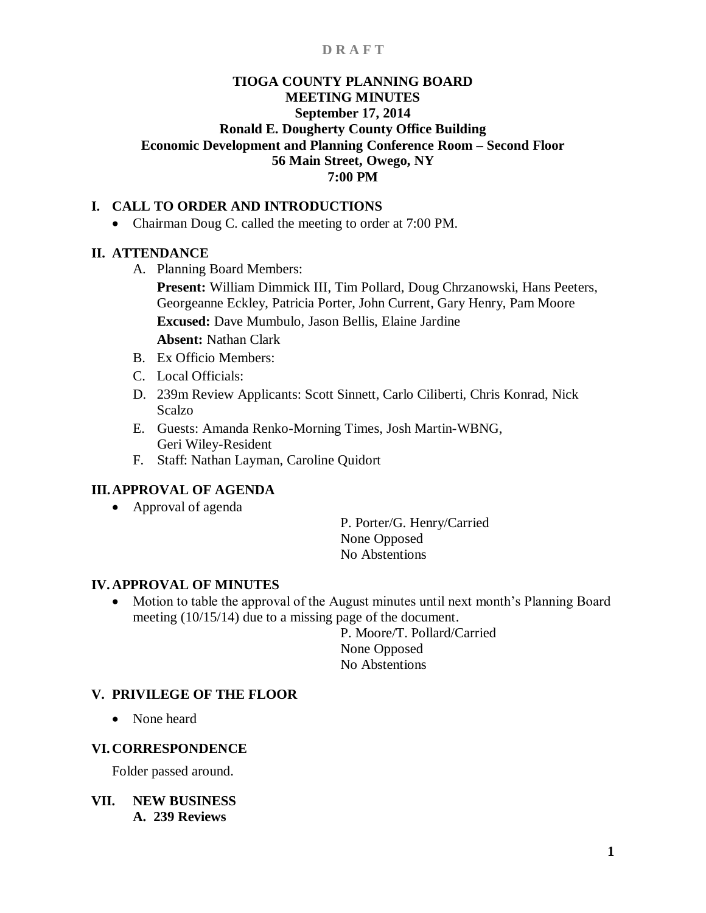D R A F T

# TIOGA COUNTY PLANNING BOARD
## MEETING MINUTES
**September 17, 2014**
**Ronald E. Dougherty County Office Building**
**Economic Development and Planning Conference Room – Second Floor**
**56 Main Street, Owego, NY**
**7:00 PM**

## I. CALL TO ORDER AND INTRODUCTIONS

- Chairman Doug C. called the meeting to order at 7:00 PM.

## II. ATTENDANCE

A. Planning Board Members:

**Present:** William Dimmick III, Tim Pollard, Doug Chrzanowski, Hans Peeters, Georgeanne Eckley, Patricia Porter, John Current, Gary Henry, Pam Moore

**Excused:** Dave Mumbulo, Jason Bellis, Elaine Jardine

**Absent:** Nathan Clark

B. Ex Officio Members:

C. Local Officials:

D. 239m Review Applicants: Scott Sinnett, Carlo Ciliberti, Chris Konrad, Nick Scalzo

E. Guests: Amanda Renko-Morning Times, Josh Martin-WBNG, Geri Wiley-Resident

F. Staff: Nathan Layman, Caroline Quidort

## III. APPROVAL OF AGENDA

- Approval of agenda

P. Porter/G. Henry/Carried
None Opposed
No Abstentions

## IV. APPROVAL OF MINUTES

- Motion to table the approval of the August minutes until next month's Planning Board meeting (10/15/14) due to a missing page of the document.

P. Moore/T. Pollard/Carried
None Opposed
No Abstentions

## V. PRIVILEGE OF THE FLOOR

- None heard

## VI. CORRESPONDENCE

Folder passed around.

## VII. NEW BUSINESS

### A. 239 Reviews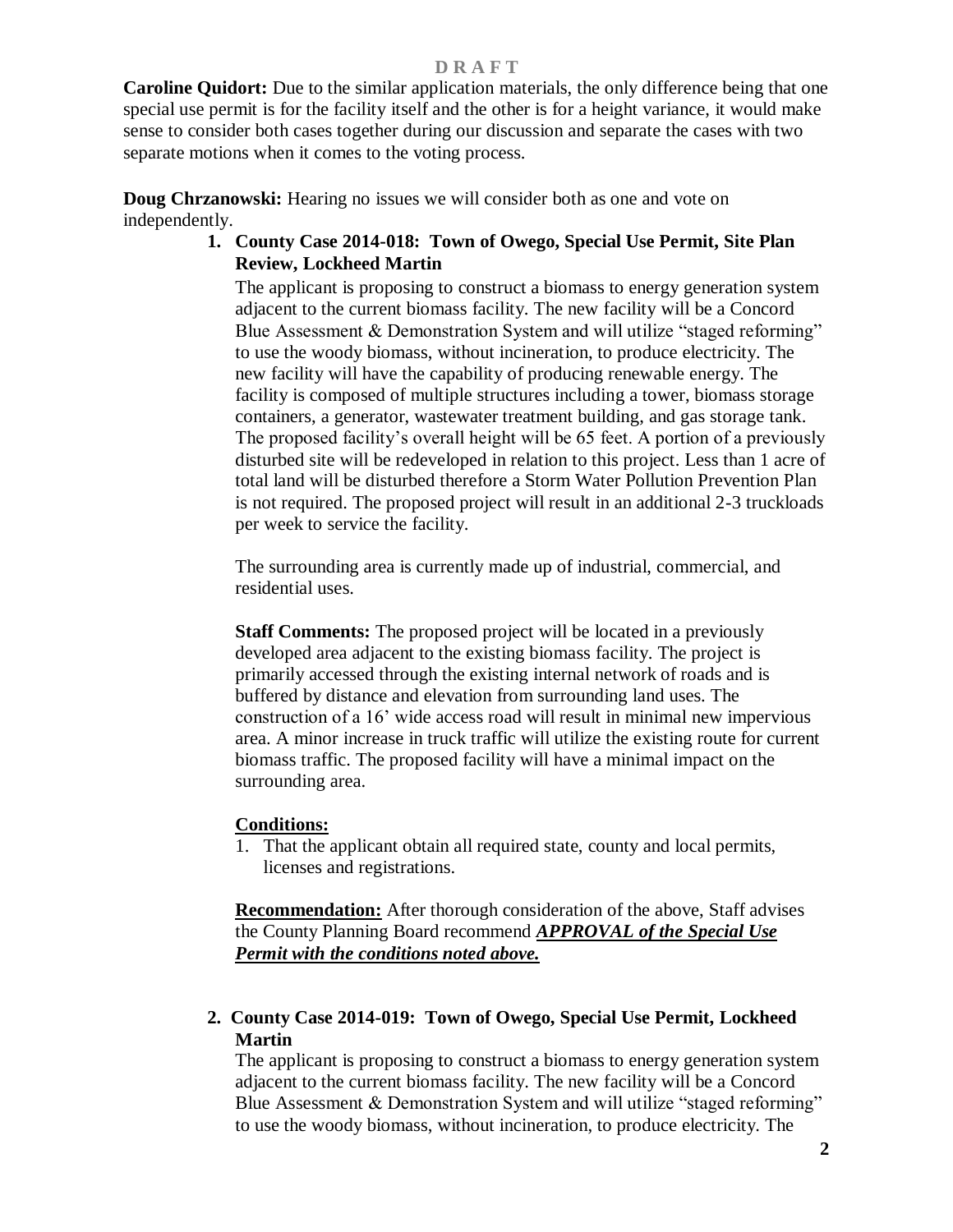**D R A F T**

**Caroline Quidort:** Due to the similar application materials, the only difference being that one special use permit is for the facility itself and the other is for a height variance, it would make sense to consider both cases together during our discussion and separate the cases with two separate motions when it comes to the voting process.

**Doug Chrzanowski:** Hearing no issues we will consider both as one and vote on independently.

1. **County Case 2014-018: Town of Owego, Special Use Permit, Site Plan Review, Lockheed Martin**

   The applicant is proposing to construct a biomass to energy generation system adjacent to the current biomass facility. The new facility will be a Concord Blue Assessment & Demonstration System and will utilize "staged reforming" to use the woody biomass, without incineration, to produce electricity. The new facility will have the capability of producing renewable energy. The facility is composed of multiple structures including a tower, biomass storage containers, a generator, wastewater treatment building, and gas storage tank. The proposed facility's overall height will be 65 feet. A portion of a previously disturbed site will be redeveloped in relation to this project. Less than 1 acre of total land will be disturbed therefore a Storm Water Pollution Prevention Plan is not required. The proposed project will result in an additional 2-3 truckloads per week to service the facility.

   The surrounding area is currently made up of industrial, commercial, and residential uses.

   **Staff Comments:** The proposed project will be located in a previously developed area adjacent to the existing biomass facility. The project is primarily accessed through the existing internal network of roads and is buffered by distance and elevation from surrounding land uses. The construction of a 16' wide access road will result in minimal new impervious area. A minor increase in truck traffic will utilize the existing route for current biomass traffic. The proposed facility will have a minimal impact on the surrounding area.

   **Conditions:**

   1. That the applicant obtain all required state, county and local permits, licenses and registrations.

   **Recommendation:** After thorough consideration of the above, Staff advises the County Planning Board recommend ***APPROVAL of the Special Use Permit with the conditions noted above.***

2. **County Case 2014-019: Town of Owego, Special Use Permit, Lockheed Martin**

   The applicant is proposing to construct a biomass to energy generation system adjacent to the current biomass facility. The new facility will be a Concord Blue Assessment & Demonstration System and will utilize "staged reforming" to use the woody biomass, without incineration, to produce electricity. The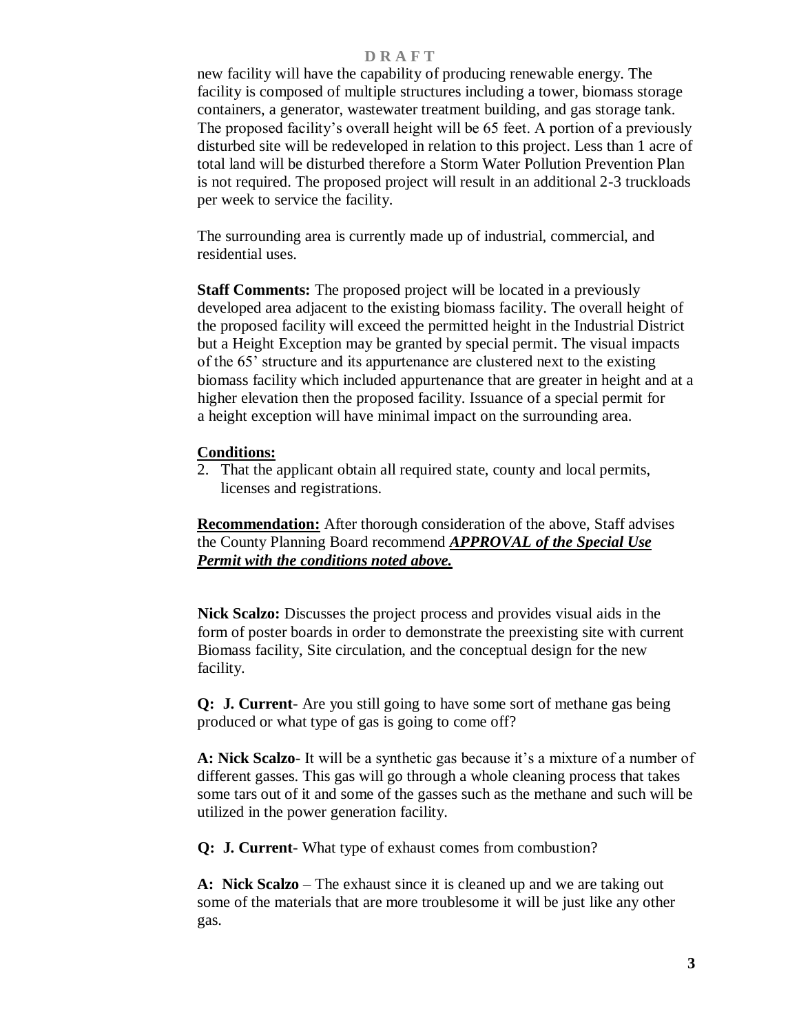D R A F T

new facility will have the capability of producing renewable energy. The facility is composed of multiple structures including a tower, biomass storage containers, a generator, wastewater treatment building, and gas storage tank. The proposed facility's overall height will be 65 feet. A portion of a previously disturbed site will be redeveloped in relation to this project. Less than 1 acre of total land will be disturbed therefore a Storm Water Pollution Prevention Plan is not required. The proposed project will result in an additional 2-3 truckloads per week to service the facility.

The surrounding area is currently made up of industrial, commercial, and residential uses.

**Staff Comments:** The proposed project will be located in a previously developed area adjacent to the existing biomass facility. The overall height of the proposed facility will exceed the permitted height in the Industrial District but a Height Exception may be granted by special permit. The visual impacts of the 65' structure and its appurtenance are clustered next to the existing biomass facility which included appurtenance that are greater in height and at a higher elevation then the proposed facility. Issuance of a special permit for a height exception will have minimal impact on the surrounding area.

**Conditions:**

2. That the applicant obtain all required state, county and local permits, licenses and registrations.

**Recommendation:** After thorough consideration of the above, Staff advises the County Planning Board recommend ***APPROVAL of the Special Use Permit with the conditions noted above.***

**Nick Scalzo:** Discusses the project process and provides visual aids in the form of poster boards in order to demonstrate the preexisting site with current Biomass facility, Site circulation, and the conceptual design for the new facility.

**Q: J. Current**- Are you still going to have some sort of methane gas being produced or what type of gas is going to come off?

**A: Nick Scalzo**- It will be a synthetic gas because it's a mixture of a number of different gasses. This gas will go through a whole cleaning process that takes some tars out of it and some of the gasses such as the methane and such will be utilized in the power generation facility.

**Q: J. Current**- What type of exhaust comes from combustion?

**A: Nick Scalzo** – The exhaust since it is cleaned up and we are taking out some of the materials that are more troublesome it will be just like any other gas.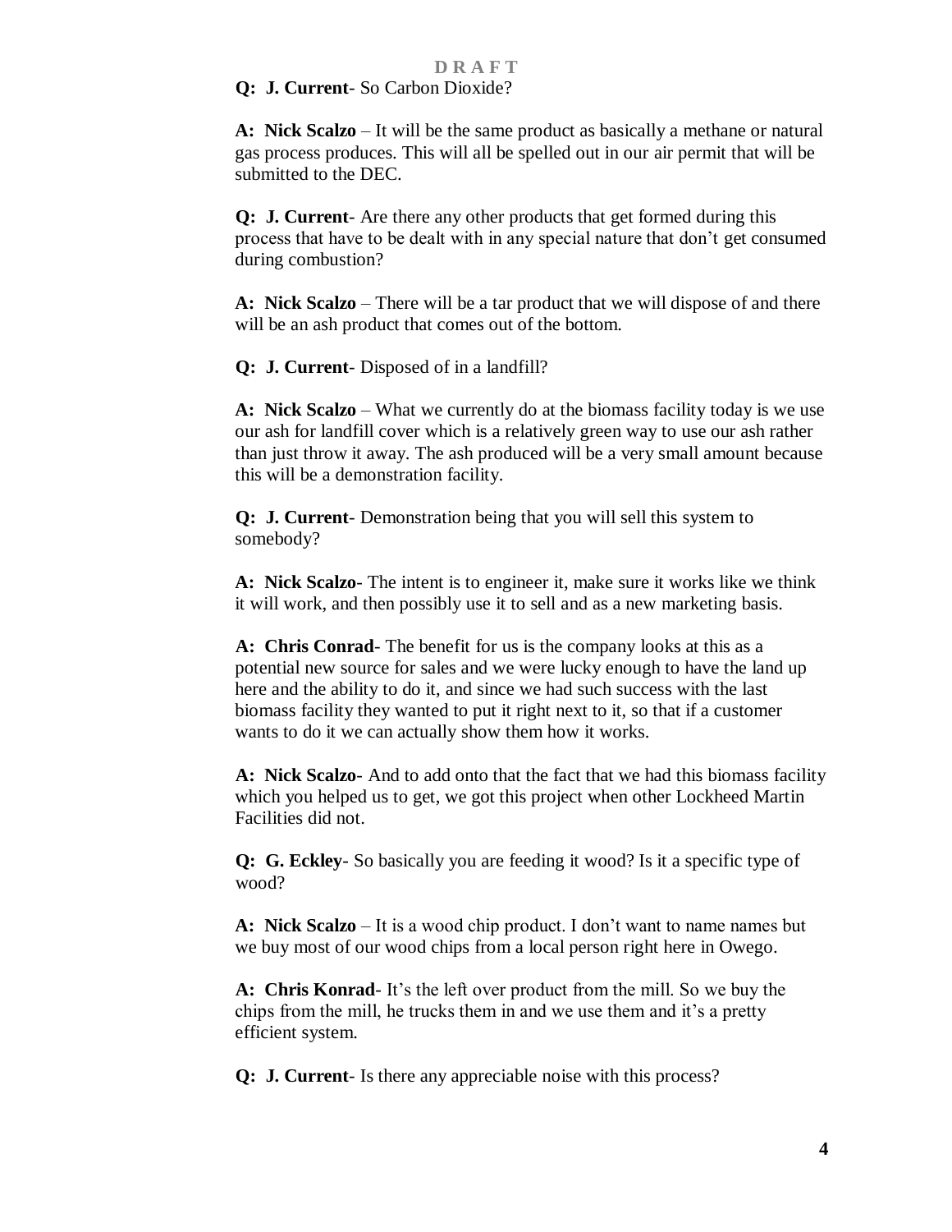D R A F T

**Q: J. Current**- So Carbon Dioxide?

**A: Nick Scalzo** – It will be the same product as basically a methane or natural gas process produces. This will all be spelled out in our air permit that will be submitted to the DEC.

**Q: J. Current**- Are there any other products that get formed during this process that have to be dealt with in any special nature that don't get consumed during combustion?

**A: Nick Scalzo** – There will be a tar product that we will dispose of and there will be an ash product that comes out of the bottom.

**Q: J. Current**- Disposed of in a landfill?

**A: Nick Scalzo** – What we currently do at the biomass facility today is we use our ash for landfill cover which is a relatively green way to use our ash rather than just throw it away. The ash produced will be a very small amount because this will be a demonstration facility.

**Q: J. Current**- Demonstration being that you will sell this system to somebody?

**A: Nick Scalzo**- The intent is to engineer it, make sure it works like we think it will work, and then possibly use it to sell and as a new marketing basis.

**A: Chris Conrad**- The benefit for us is the company looks at this as a potential new source for sales and we were lucky enough to have the land up here and the ability to do it, and since we had such success with the last biomass facility they wanted to put it right next to it, so that if a customer wants to do it we can actually show them how it works.

**A: Nick Scalzo**- And to add onto that the fact that we had this biomass facility which you helped us to get, we got this project when other Lockheed Martin Facilities did not.

**Q: G. Eckley**- So basically you are feeding it wood? Is it a specific type of wood?

**A: Nick Scalzo** – It is a wood chip product. I don't want to name names but we buy most of our wood chips from a local person right here in Owego.

**A: Chris Konrad**- It's the left over product from the mill. So we buy the chips from the mill, he trucks them in and we use them and it's a pretty efficient system.

**Q: J. Current**- Is there any appreciable noise with this process?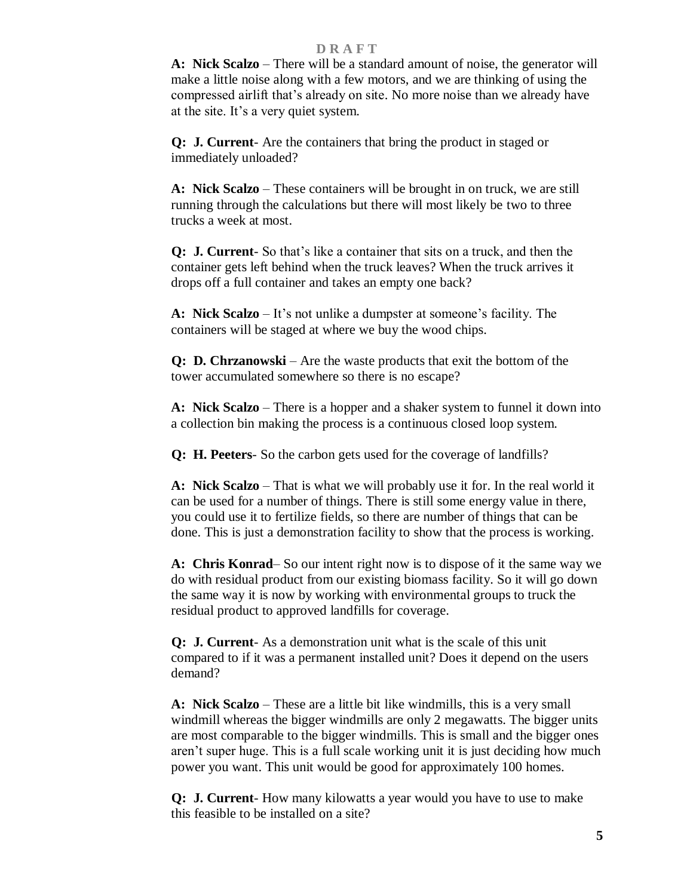**A: Nick Scalzo** – There will be a standard amount of noise, the generator will make a little noise along with a few motors, and we are thinking of using the compressed airlift that's already on site. No more noise than we already have at the site. It's a very quiet system.

**Q: J. Current**- Are the containers that bring the product in staged or immediately unloaded?

**A: Nick Scalzo** – These containers will be brought in on truck, we are still running through the calculations but there will most likely be two to three trucks a week at most.

**Q: J. Current**- So that's like a container that sits on a truck, and then the container gets left behind when the truck leaves? When the truck arrives it drops off a full container and takes an empty one back?

**A: Nick Scalzo** – It's not unlike a dumpster at someone's facility. The containers will be staged at where we buy the wood chips.

**Q: D. Chrzanowski** – Are the waste products that exit the bottom of the tower accumulated somewhere so there is no escape?

**A: Nick Scalzo** – There is a hopper and a shaker system to funnel it down into a collection bin making the process is a continuous closed loop system.

**Q: H. Peeters**- So the carbon gets used for the coverage of landfills?

**A: Nick Scalzo** – That is what we will probably use it for. In the real world it can be used for a number of things. There is still some energy value in there, you could use it to fertilize fields, so there are number of things that can be done. This is just a demonstration facility to show that the process is working.

**A: Chris Konrad**– So our intent right now is to dispose of it the same way we do with residual product from our existing biomass facility. So it will go down the same way it is now by working with environmental groups to truck the residual product to approved landfills for coverage.

**Q: J. Current**- As a demonstration unit what is the scale of this unit compared to if it was a permanent installed unit? Does it depend on the users demand?

**A: Nick Scalzo** – These are a little bit like windmills, this is a very small windmill whereas the bigger windmills are only 2 megawatts. The bigger units are most comparable to the bigger windmills. This is small and the bigger ones aren't super huge. This is a full scale working unit it is just deciding how much power you want. This unit would be good for approximately 100 homes.

**Q: J. Current**- How many kilowatts a year would you have to use to make this feasible to be installed on a site?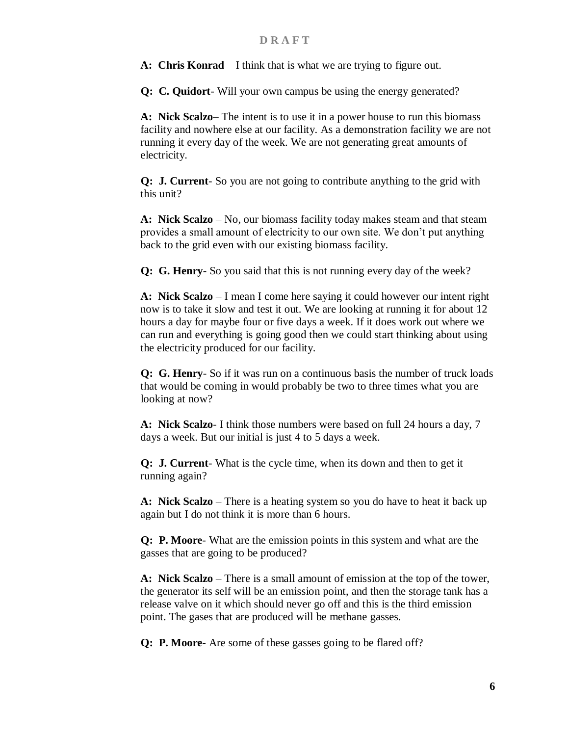**A: Chris Konrad** – I think that is what we are trying to figure out.

**Q: C. Quidort**- Will your own campus be using the energy generated?

**A: Nick Scalzo**– The intent is to use it in a power house to run this biomass facility and nowhere else at our facility. As a demonstration facility we are not running it every day of the week. We are not generating great amounts of electricity.

**Q: J. Current**- So you are not going to contribute anything to the grid with this unit?

**A: Nick Scalzo** – No, our biomass facility today makes steam and that steam provides a small amount of electricity to our own site. We don't put anything back to the grid even with our existing biomass facility.

**Q: G. Henry**- So you said that this is not running every day of the week?

**A: Nick Scalzo** – I mean I come here saying it could however our intent right now is to take it slow and test it out. We are looking at running it for about 12 hours a day for maybe four or five days a week. If it does work out where we can run and everything is going good then we could start thinking about using the electricity produced for our facility.

**Q: G. Henry**- So if it was run on a continuous basis the number of truck loads that would be coming in would probably be two to three times what you are looking at now?

**A: Nick Scalzo**- I think those numbers were based on full 24 hours a day, 7 days a week. But our initial is just 4 to 5 days a week.

**Q: J. Current**- What is the cycle time, when its down and then to get it running again?

**A: Nick Scalzo** – There is a heating system so you do have to heat it back up again but I do not think it is more than 6 hours.

**Q: P. Moore**- What are the emission points in this system and what are the gasses that are going to be produced?

**A: Nick Scalzo** – There is a small amount of emission at the top of the tower, the generator its self will be an emission point, and then the storage tank has a release valve on it which should never go off and this is the third emission point. The gases that are produced will be methane gasses.

**Q: P. Moore**- Are some of these gasses going to be flared off?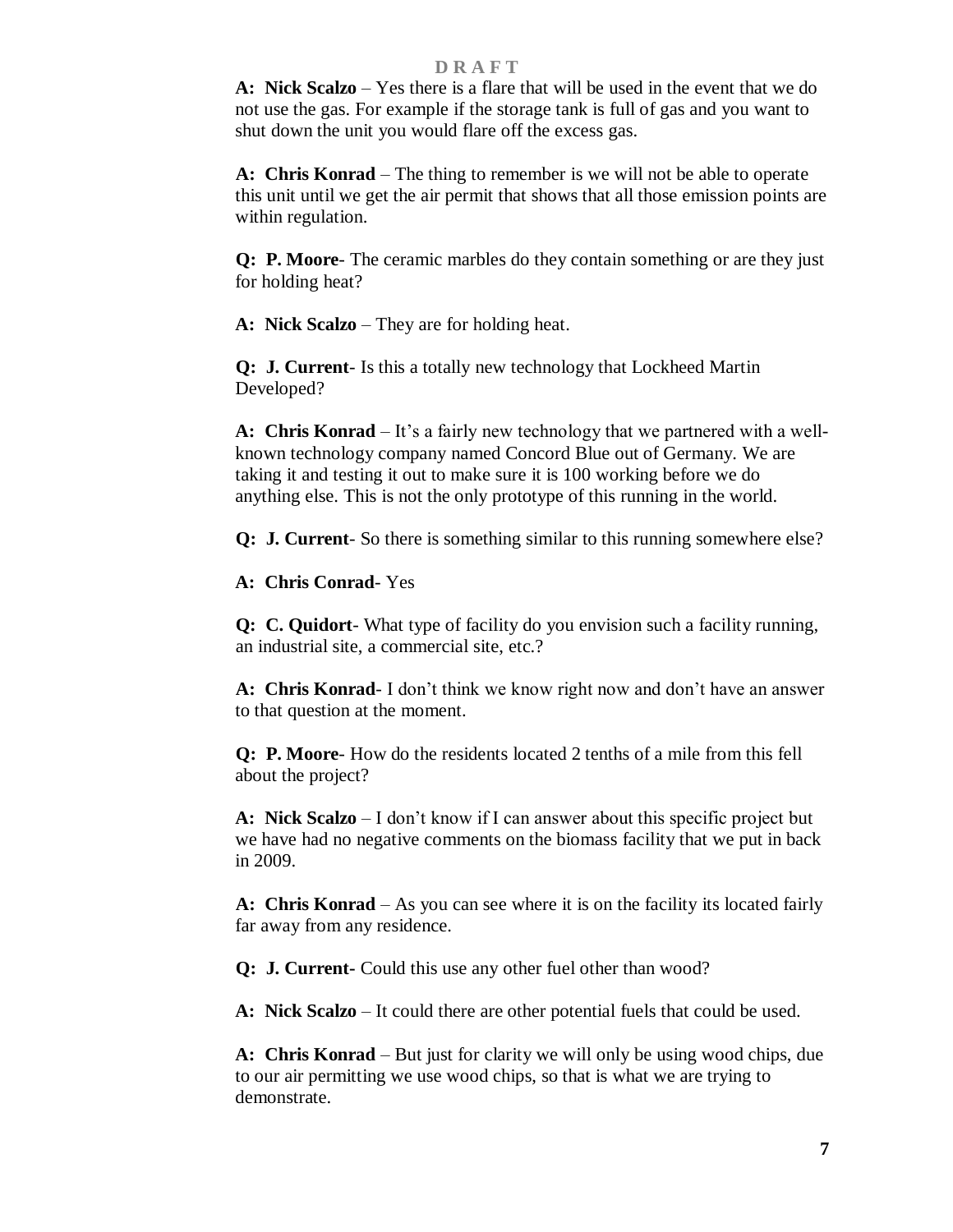D R A F T

**A: Nick Scalzo** – Yes there is a flare that will be used in the event that we do not use the gas. For example if the storage tank is full of gas and you want to shut down the unit you would flare off the excess gas.

**A: Chris Konrad** – The thing to remember is we will not be able to operate this unit until we get the air permit that shows that all those emission points are within regulation.

**Q: P. Moore**- The ceramic marbles do they contain something or are they just for holding heat?

**A: Nick Scalzo** – They are for holding heat.

**Q: J. Current**- Is this a totally new technology that Lockheed Martin Developed?

**A: Chris Konrad** – It's a fairly new technology that we partnered with a well-known technology company named Concord Blue out of Germany. We are taking it and testing it out to make sure it is 100 working before we do anything else. This is not the only prototype of this running in the world.

**Q: J. Current**- So there is something similar to this running somewhere else?

**A: Chris Conrad**- Yes

**Q: C. Quidort**- What type of facility do you envision such a facility running, an industrial site, a commercial site, etc.?

**A: Chris Konrad**- I don't think we know right now and don't have an answer to that question at the moment.

**Q: P. Moore**- How do the residents located 2 tenths of a mile from this fell about the project?

**A: Nick Scalzo** – I don't know if I can answer about this specific project but we have had no negative comments on the biomass facility that we put in back in 2009.

**A: Chris Konrad** – As you can see where it is on the facility its located fairly far away from any residence.

**Q: J. Current**- Could this use any other fuel other than wood?

**A: Nick Scalzo** – It could there are other potential fuels that could be used.

**A: Chris Konrad** – But just for clarity we will only be using wood chips, due to our air permitting we use wood chips, so that is what we are trying to demonstrate.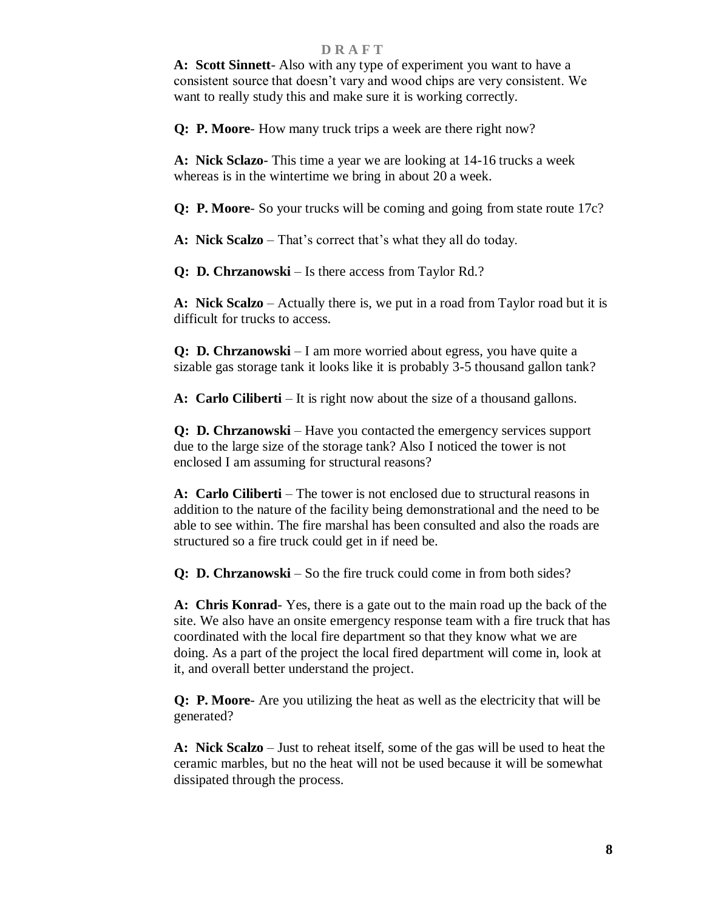D R A F T

**A: Scott Sinnett**- Also with any type of experiment you want to have a consistent source that doesn't vary and wood chips are very consistent. We want to really study this and make sure it is working correctly.

**Q: P. Moore**- How many truck trips a week are there right now?

**A: Nick Sclazo**- This time a year we are looking at 14-16 trucks a week whereas is in the wintertime we bring in about 20 a week.

**Q: P. Moore**- So your trucks will be coming and going from state route 17c?

**A: Nick Scalzo** – That's correct that's what they all do today.

**Q: D. Chrzanowski** – Is there access from Taylor Rd.?

**A: Nick Scalzo** – Actually there is, we put in a road from Taylor road but it is difficult for trucks to access.

**Q: D. Chrzanowski** – I am more worried about egress, you have quite a sizable gas storage tank it looks like it is probably 3-5 thousand gallon tank?

**A: Carlo Ciliberti** – It is right now about the size of a thousand gallons.

**Q: D. Chrzanowski** – Have you contacted the emergency services support due to the large size of the storage tank? Also I noticed the tower is not enclosed I am assuming for structural reasons?

**A: Carlo Ciliberti** – The tower is not enclosed due to structural reasons in addition to the nature of the facility being demonstrational and the need to be able to see within. The fire marshal has been consulted and also the roads are structured so a fire truck could get in if need be.

**Q: D. Chrzanowski** – So the fire truck could come in from both sides?

**A: Chris Konrad**- Yes, there is a gate out to the main road up the back of the site. We also have an onsite emergency response team with a fire truck that has coordinated with the local fire department so that they know what we are doing. As a part of the project the local fired department will come in, look at it, and overall better understand the project.

**Q: P. Moore**- Are you utilizing the heat as well as the electricity that will be generated?

**A: Nick Scalzo** – Just to reheat itself, some of the gas will be used to heat the ceramic marbles, but no the heat will not be used because it will be somewhat dissipated through the process.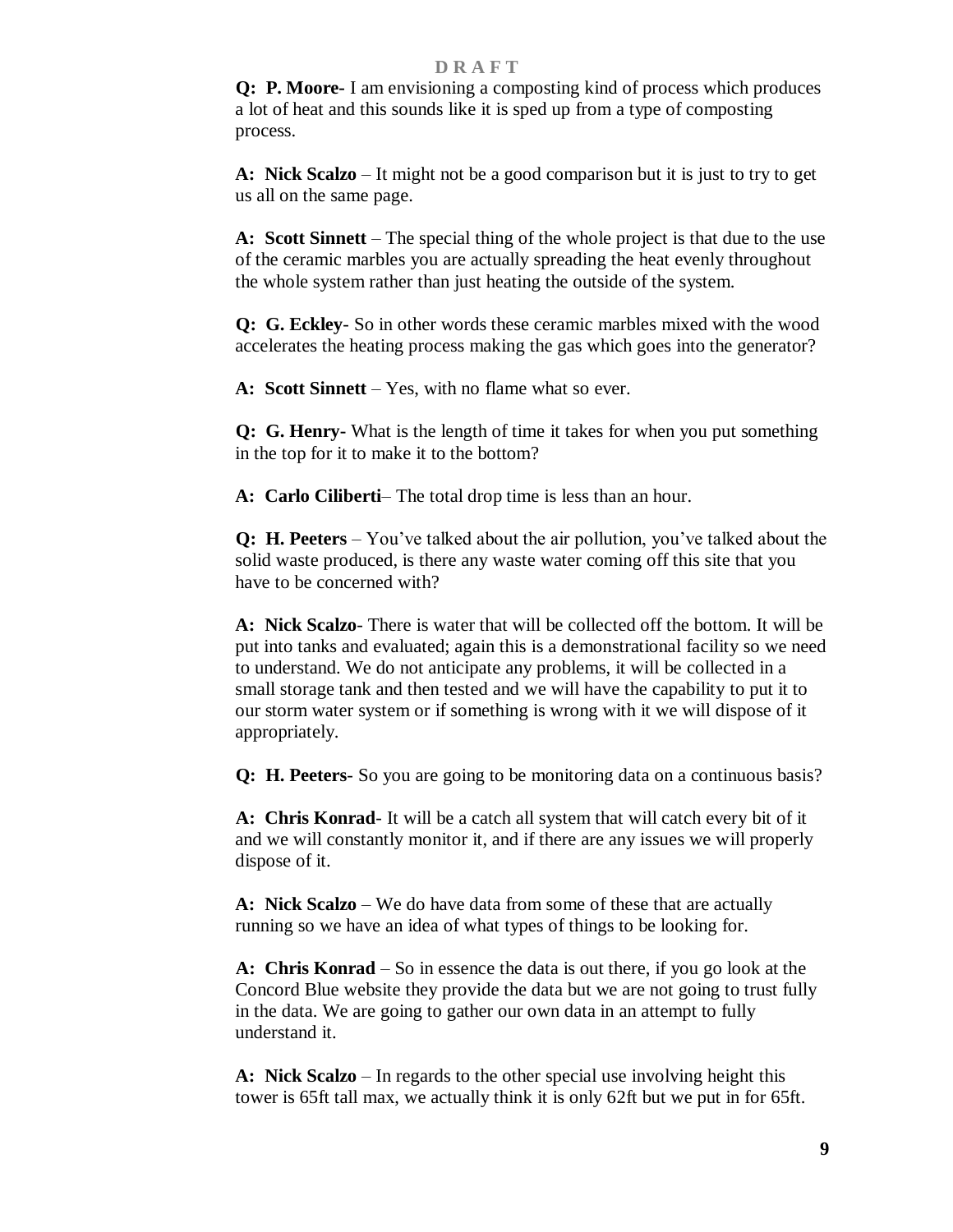D R A F T

**Q: P. Moore-** I am envisioning a composting kind of process which produces a lot of heat and this sounds like it is sped up from a type of composting process.

**A: Nick Scalzo** – It might not be a good comparison but it is just to try to get us all on the same page.

**A: Scott Sinnett** – The special thing of the whole project is that due to the use of the ceramic marbles you are actually spreading the heat evenly throughout the whole system rather than just heating the outside of the system.

**Q: G. Eckley**- So in other words these ceramic marbles mixed with the wood accelerates the heating process making the gas which goes into the generator?

**A: Scott Sinnett** – Yes, with no flame what so ever.

**Q: G. Henry-** What is the length of time it takes for when you put something in the top for it to make it to the bottom?

**A: Carlo Ciliberti**– The total drop time is less than an hour.

**Q: H. Peeters** – You've talked about the air pollution, you've talked about the solid waste produced, is there any waste water coming off this site that you have to be concerned with?

**A: Nick Scalzo**- There is water that will be collected off the bottom. It will be put into tanks and evaluated; again this is a demonstrational facility so we need to understand. We do not anticipate any problems, it will be collected in a small storage tank and then tested and we will have the capability to put it to our storm water system or if something is wrong with it we will dispose of it appropriately.

**Q: H. Peeters**- So you are going to be monitoring data on a continuous basis?

**A: Chris Konrad**- It will be a catch all system that will catch every bit of it and we will constantly monitor it, and if there are any issues we will properly dispose of it.

**A: Nick Scalzo** – We do have data from some of these that are actually running so we have an idea of what types of things to be looking for.

**A: Chris Konrad** – So in essence the data is out there, if you go look at the Concord Blue website they provide the data but we are not going to trust fully in the data. We are going to gather our own data in an attempt to fully understand it.

**A: Nick Scalzo** – In regards to the other special use involving height this tower is 65ft tall max, we actually think it is only 62ft but we put in for 65ft.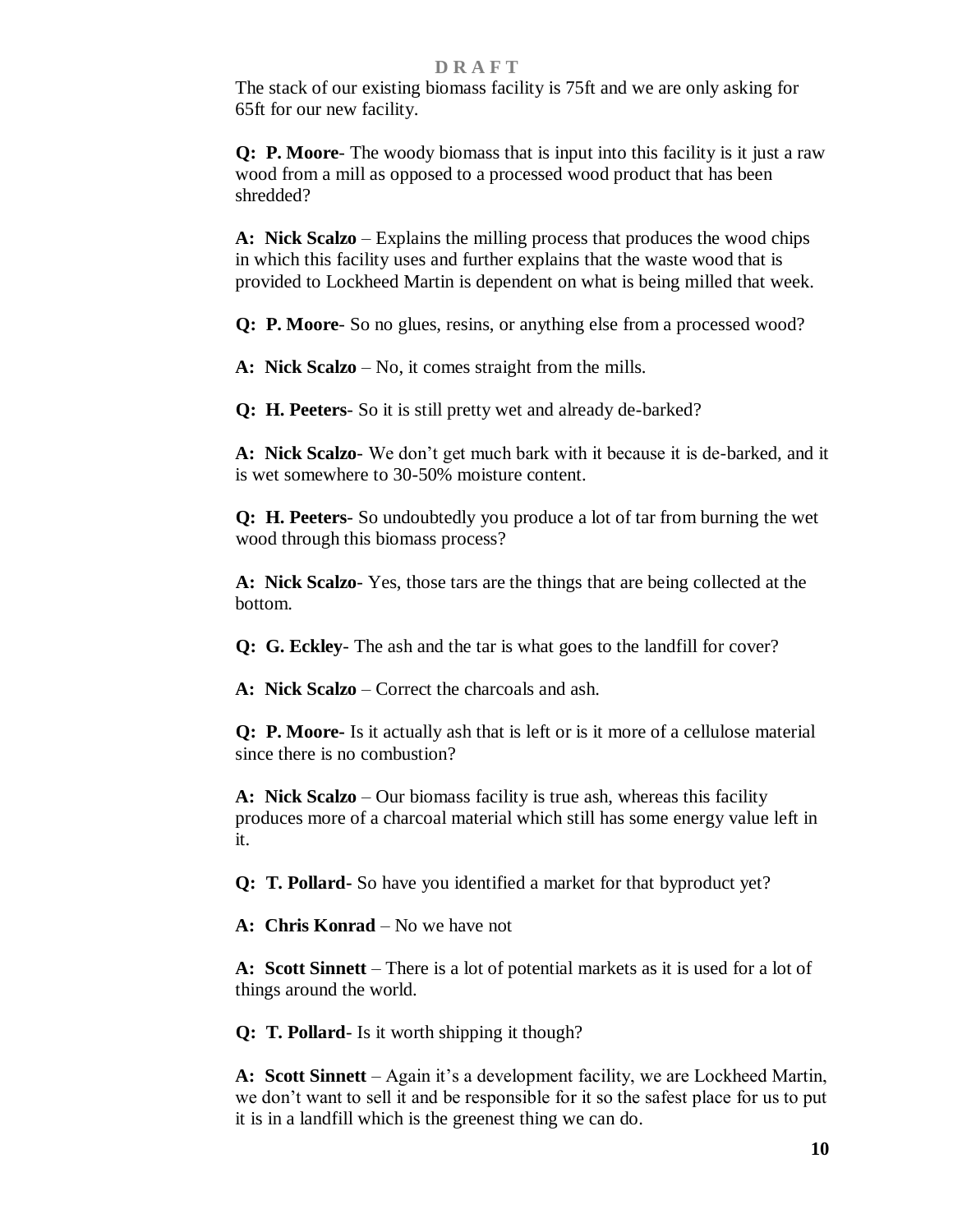D R A F T

The stack of our existing biomass facility is 75ft and we are only asking for 65ft for our new facility.

**Q: P. Moore**- The woody biomass that is input into this facility is it just a raw wood from a mill as opposed to a processed wood product that has been shredded?

**A: Nick Scalzo** – Explains the milling process that produces the wood chips in which this facility uses and further explains that the waste wood that is provided to Lockheed Martin is dependent on what is being milled that week.

**Q: P. Moore**- So no glues, resins, or anything else from a processed wood?

**A: Nick Scalzo** – No, it comes straight from the mills.

**Q: H. Peeters**- So it is still pretty wet and already de-barked?

**A: Nick Scalzo**- We don't get much bark with it because it is de-barked, and it is wet somewhere to 30-50% moisture content.

**Q: H. Peeters**- So undoubtedly you produce a lot of tar from burning the wet wood through this biomass process?

**A: Nick Scalzo**- Yes, those tars are the things that are being collected at the bottom.

**Q: G. Eckley**- The ash and the tar is what goes to the landfill for cover?

**A: Nick Scalzo** – Correct the charcoals and ash.

**Q: P. Moore-** Is it actually ash that is left or is it more of a cellulose material since there is no combustion?

**A: Nick Scalzo** – Our biomass facility is true ash, whereas this facility produces more of a charcoal material which still has some energy value left in it.

**Q: T. Pollard-** So have you identified a market for that byproduct yet?

**A: Chris Konrad** – No we have not

**A: Scott Sinnett** – There is a lot of potential markets as it is used for a lot of things around the world.

**Q: T. Pollard**- Is it worth shipping it though?

**A: Scott Sinnett** – Again it's a development facility, we are Lockheed Martin, we don't want to sell it and be responsible for it so the safest place for us to put it is in a landfill which is the greenest thing we can do.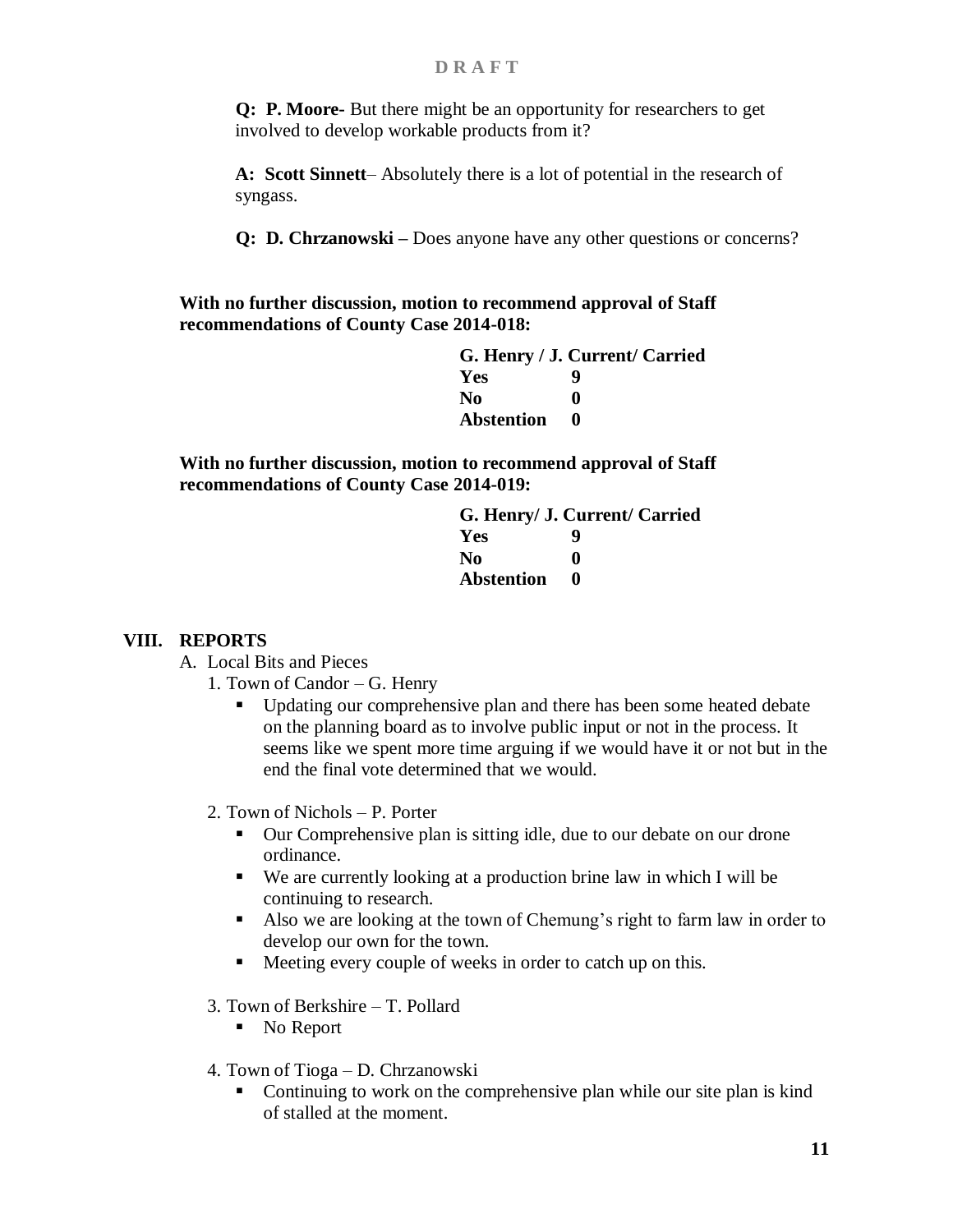**Q: P. Moore-** But there might be an opportunity for researchers to get involved to develop workable products from it?

**A: Scott Sinnett**– Absolutely there is a lot of potential in the research of syngass.

**Q: D. Chrzanowski –** Does anyone have any other questions or concerns?

**With no further discussion, motion to recommend approval of Staff recommendations of County Case 2014-018:**

| G. Henry / J. Current/ Carried | |
|---|---|
| **Yes** | **9** |
| **No** | **0** |
| **Abstention** | **0** |

**With no further discussion, motion to recommend approval of Staff recommendations of County Case 2014-019:**

| G. Henry/ J. Current/ Carried | |
|---|---|
| **Yes** | **9** |
| **No** | **0** |
| **Abstention** | **0** |

## VIII. REPORTS

A. Local Bits and Pieces

1. Town of Candor – G. Henry
   - Updating our comprehensive plan and there has been some heated debate on the planning board as to involve public input or not in the process. It seems like we spent more time arguing if we would have it or not but in the end the final vote determined that we would.

2. Town of Nichols – P. Porter
   - Our Comprehensive plan is sitting idle, due to our debate on our drone ordinance.
   - We are currently looking at a production brine law in which I will be continuing to research.
   - Also we are looking at the town of Chemung's right to farm law in order to develop our own for the town.
   - Meeting every couple of weeks in order to catch up on this.

3. Town of Berkshire – T. Pollard
   - No Report

4. Town of Tioga – D. Chrzanowski
   - Continuing to work on the comprehensive plan while our site plan is kind of stalled at the moment.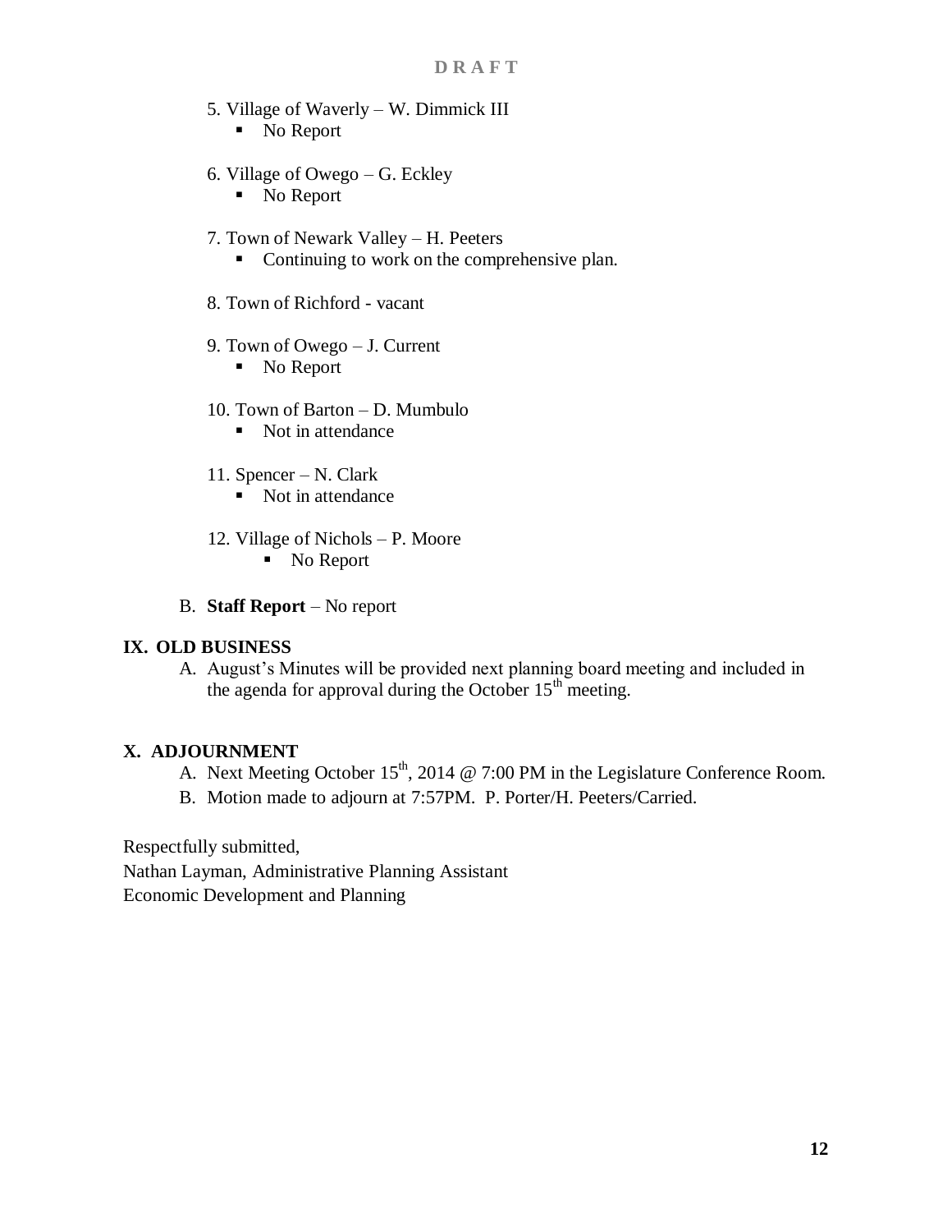D R A F T

5. Village of Waverly – W. Dimmick III
   - No Report

6. Village of Owego – G. Eckley
   - No Report

7. Town of Newark Valley – H. Peeters
   - Continuing to work on the comprehensive plan.

8. Town of Richford - vacant

9. Town of Owego – J. Current
   - No Report

10. Town of Barton – D. Mumbulo
    - Not in attendance

11. Spencer – N. Clark
    - Not in attendance

12. Village of Nichols – P. Moore
    - No Report

B. **Staff Report** – No report

## IX. OLD BUSINESS

A. August's Minutes will be provided next planning board meeting and included in the agenda for approval during the October 15th meeting.

## X. ADJOURNMENT

A. Next Meeting October 15th, 2014 @ 7:00 PM in the Legislature Conference Room.
B. Motion made to adjourn at 7:57PM. P. Porter/H. Peeters/Carried.

Respectfully submitted,
Nathan Layman, Administrative Planning Assistant
Economic Development and Planning